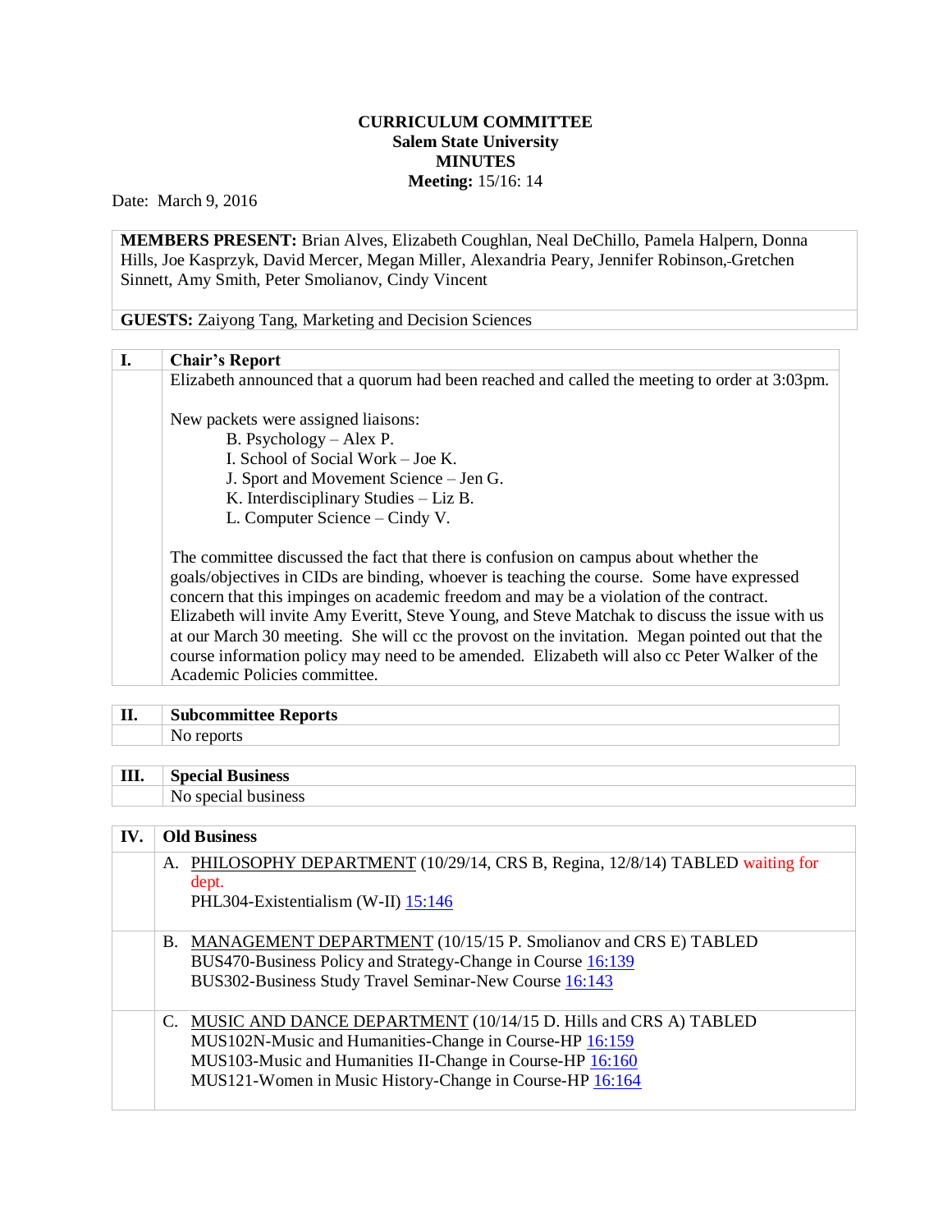**CURRICULUM COMMITTEE**
**Salem State University**
**MINUTES**
**Meeting:** 15/16: 14

Date: March 9, 2016

**MEMBERS PRESENT:** Brian Alves, Elizabeth Coughlan, Neal DeChillo, Pamela Halpern, Donna Hills, Joe Kasprzyk, David Mercer, Megan Miller, Alexandria Peary, Jennifer Robinson, Gretchen Sinnett, Amy Smith, Peter Smolianov, Cindy Vincent

**GUESTS:** Zaiyong Tang, Marketing and Decision Sciences

## I. Chair's Report

Elizabeth announced that a quorum had been reached and called the meeting to order at 3:03pm.

New packets were assigned liaisons:

- B. Psychology – Alex P.
- I. School of Social Work – Joe K.
- J. Sport and Movement Science – Jen G.
- K. Interdisciplinary Studies – Liz B.
- L. Computer Science – Cindy V.

The committee discussed the fact that there is confusion on campus about whether the goals/objectives in CIDs are binding, whoever is teaching the course. Some have expressed concern that this impinges on academic freedom and may be a violation of the contract. Elizabeth will invite Amy Everitt, Steve Young, and Steve Matchak to discuss the issue with us at our March 30 meeting. She will cc the provost on the invitation. Megan pointed out that the course information policy may need to be amended. Elizabeth will also cc Peter Walker of the Academic Policies committee.

## II. Subcommittee Reports

No reports

## III. Special Business

No special business

## IV. Old Business

A. PHILOSOPHY DEPARTMENT (10/29/14, CRS B, Regina, 12/8/14) TABLED waiting for dept.
PHL304-Existentialism (W-II) 15:146

B. MANAGEMENT DEPARTMENT (10/15/15 P. Smolianov and CRS E) TABLED
BUS470-Business Policy and Strategy-Change in Course 16:139
BUS302-Business Study Travel Seminar-New Course 16:143

C. MUSIC AND DANCE DEPARTMENT (10/14/15 D. Hills and CRS A) TABLED
MUS102N-Music and Humanities-Change in Course-HP 16:159
MUS103-Music and Humanities II-Change in Course-HP 16:160
MUS121-Women in Music History-Change in Course-HP 16:164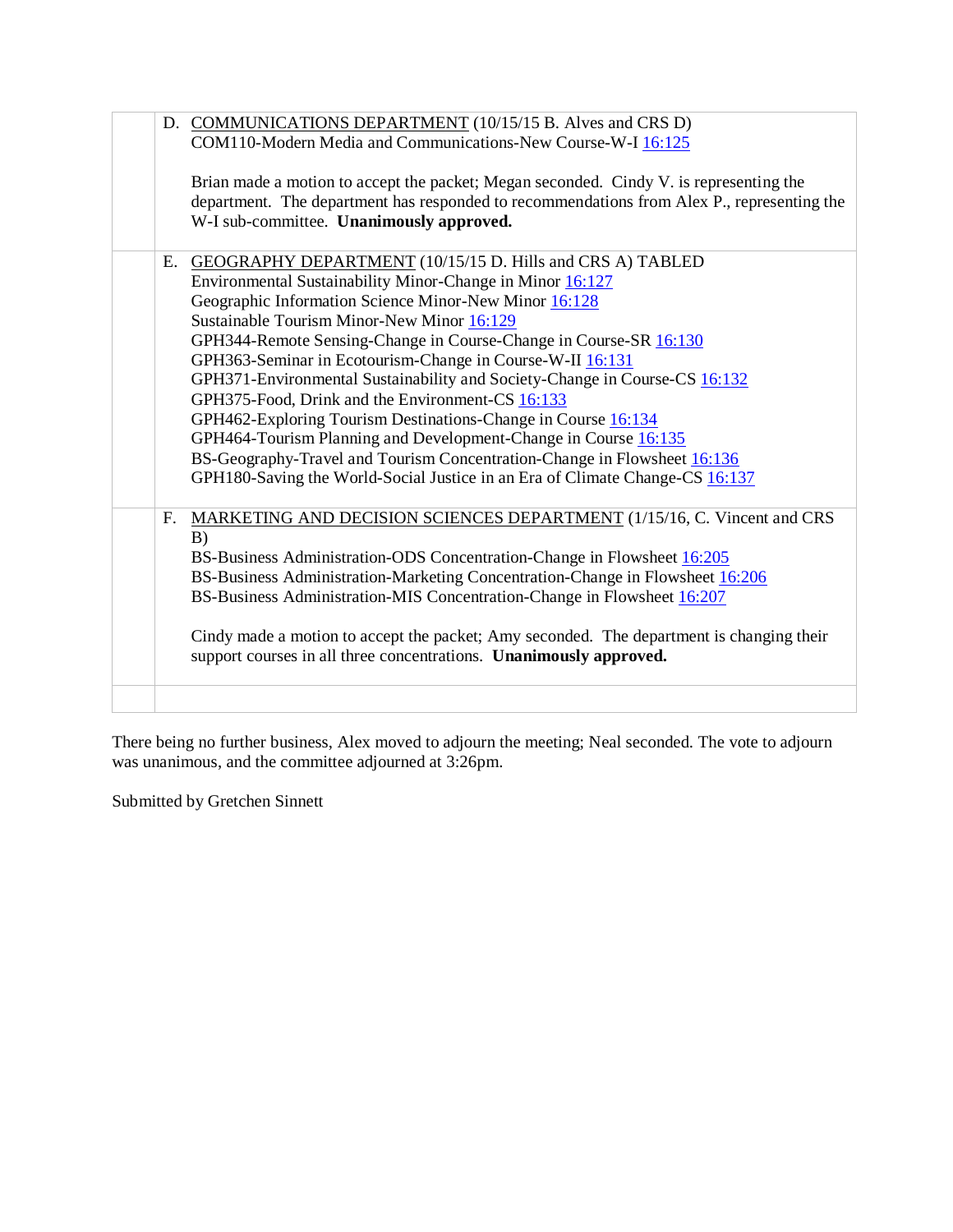| | |
|---|---|
| | D. COMMUNICATIONS DEPARTMENT (10/15/15 B. Alves and CRS D)<br>COM110-Modern Media and Communications-New Course-W-I 16:125<br><br>Brian made a motion to accept the packet; Megan seconded. Cindy V. is representing the department. The department has responded to recommendations from Alex P., representing the W-I sub-committee. **Unanimously approved.** |
| | E. GEOGRAPHY DEPARTMENT (10/15/15 D. Hills and CRS A) TABLED<br>Environmental Sustainability Minor-Change in Minor 16:127<br>Geographic Information Science Minor-New Minor 16:128<br>Sustainable Tourism Minor-New Minor 16:129<br>GPH344-Remote Sensing-Change in Course-Change in Course-SR 16:130<br>GPH363-Seminar in Ecotourism-Change in Course-W-II 16:131<br>GPH371-Environmental Sustainability and Society-Change in Course-CS 16:132<br>GPH375-Food, Drink and the Environment-CS 16:133<br>GPH462-Exploring Tourism Destinations-Change in Course 16:134<br>GPH464-Tourism Planning and Development-Change in Course 16:135<br>BS-Geography-Travel and Tourism Concentration-Change in Flowsheet 16:136<br>GPH180-Saving the World-Social Justice in an Era of Climate Change-CS 16:137 |
| | F. MARKETING AND DECISION SCIENCES DEPARTMENT (1/15/16, C. Vincent and CRS B)<br>BS-Business Administration-ODS Concentration-Change in Flowsheet 16:205<br>BS-Business Administration-Marketing Concentration-Change in Flowsheet 16:206<br>BS-Business Administration-MIS Concentration-Change in Flowsheet 16:207<br><br>Cindy made a motion to accept the packet; Amy seconded. The department is changing their support courses in all three concentrations. **Unanimously approved.** |
| | |

There being no further business, Alex moved to adjourn the meeting; Neal seconded. The vote to adjourn was unanimous, and the committee adjourned at 3:26pm.

Submitted by Gretchen Sinnett